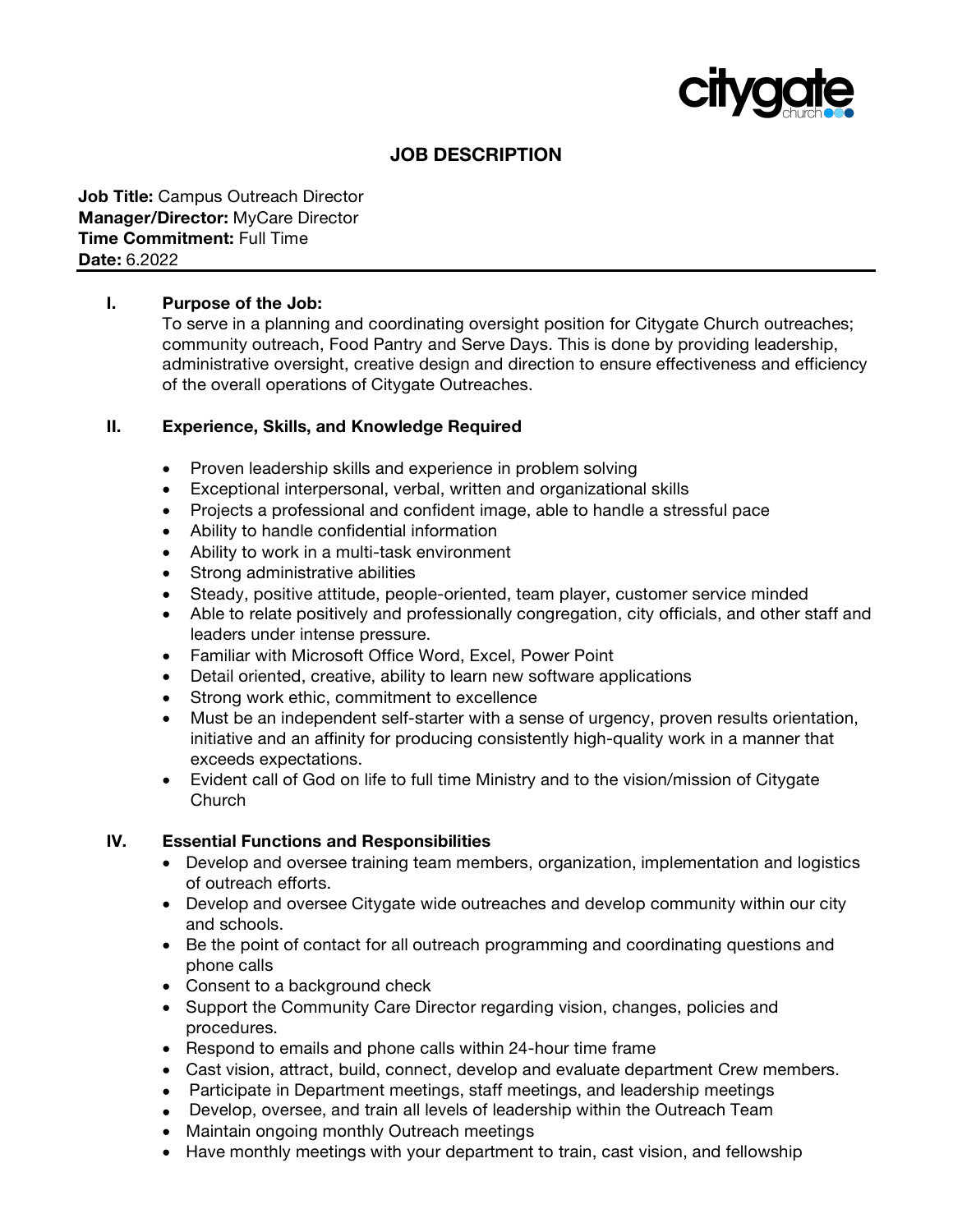citygate church

# JOB DESCRIPTION

**Job Title:** Campus Outreach Director
**Manager/Director:** MyCare Director
**Time Commitment:** Full Time
**Date:** 6.2022

## I. Purpose of the Job:

To serve in a planning and coordinating oversight position for Citygate Church outreaches; community outreach, Food Pantry and Serve Days. This is done by providing leadership, administrative oversight, creative design and direction to ensure effectiveness and efficiency of the overall operations of Citygate Outreaches.

## II. Experience, Skills, and Knowledge Required

- Proven leadership skills and experience in problem solving
- Exceptional interpersonal, verbal, written and organizational skills
- Projects a professional and confident image, able to handle a stressful pace
- Ability to handle confidential information
- Ability to work in a multi-task environment
- Strong administrative abilities
- Steady, positive attitude, people-oriented, team player, customer service minded
- Able to relate positively and professionally congregation, city officials, and other staff and leaders under intense pressure.
- Familiar with Microsoft Office Word, Excel, Power Point
- Detail oriented, creative, ability to learn new software applications
- Strong work ethic, commitment to excellence
- Must be an independent self-starter with a sense of urgency, proven results orientation, initiative and an affinity for producing consistently high-quality work in a manner that exceeds expectations.
- Evident call of God on life to full time Ministry and to the vision/mission of Citygate Church

## IV. Essential Functions and Responsibilities

- Develop and oversee training team members, organization, implementation and logistics of outreach efforts.
- Develop and oversee Citygate wide outreaches and develop community within our city and schools.
- Be the point of contact for all outreach programming and coordinating questions and phone calls
- Consent to a background check
- Support the Community Care Director regarding vision, changes, policies and procedures.
- Respond to emails and phone calls within 24-hour time frame
- Cast vision, attract, build, connect, develop and evaluate department Crew members.
- Participate in Department meetings, staff meetings, and leadership meetings
- Develop, oversee, and train all levels of leadership within the Outreach Team
- Maintain ongoing monthly Outreach meetings
- Have monthly meetings with your department to train, cast vision, and fellowship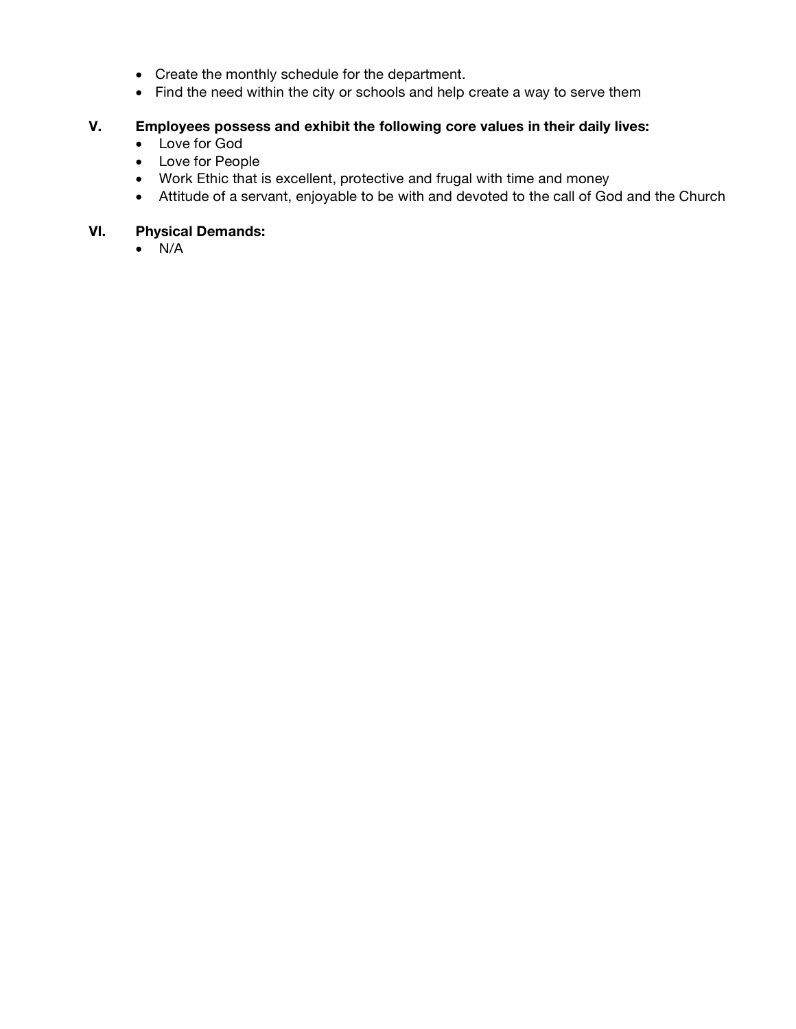- Create the monthly schedule for the department.
- Find the need within the city or schools and help create a way to serve them

## V. Employees possess and exhibit the following core values in their daily lives:

- Love for God
- Love for People
- Work Ethic that is excellent, protective and frugal with time and money
- Attitude of a servant, enjoyable to be with and devoted to the call of God and the Church

## VI. Physical Demands:

- N/A